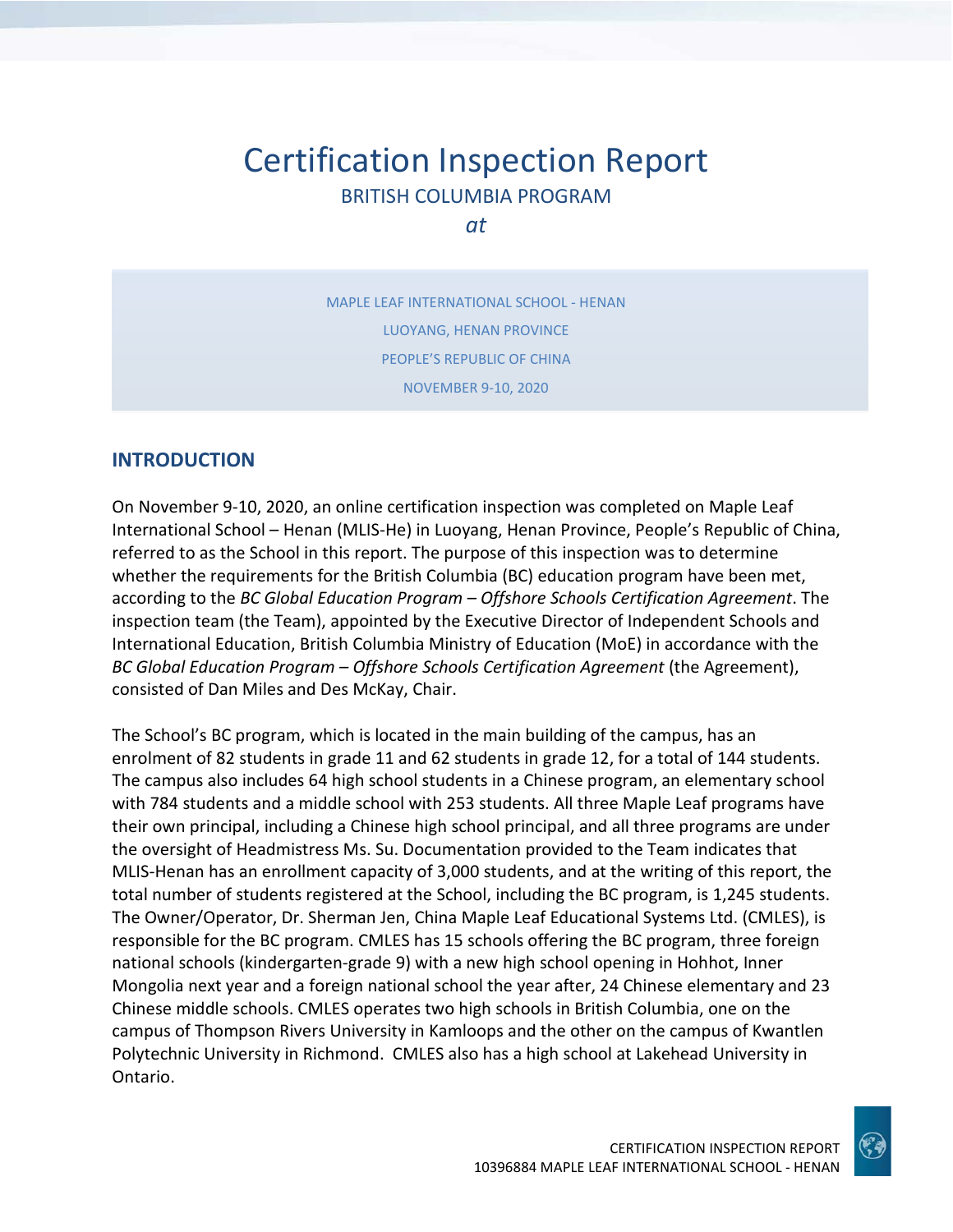# Certification Inspection Report

BRITISH COLUMBIA PROGRAM

*at*

MAPLE LEAF INTERNATIONAL SCHOOL - HENAN

LUOYANG, HENAN PROVINCE

PEOPLE'S REPUBLIC OF CHINA

NOVEMBER 9-10, 2020

## INTRODUCTION

On November 9-10, 2020, an online certification inspection was completed on Maple Leaf International School – Henan (MLIS-He) in Luoyang, Henan Province, People's Republic of China, referred to as the School in this report. The purpose of this inspection was to determine whether the requirements for the British Columbia (BC) education program have been met, according to the *BC Global Education Program – Offshore Schools Certification Agreement*. The inspection team (the Team), appointed by the Executive Director of Independent Schools and International Education, British Columbia Ministry of Education (MoE) in accordance with the *BC Global Education Program – Offshore Schools Certification Agreement* (the Agreement), consisted of Dan Miles and Des McKay, Chair.

The School's BC program, which is located in the main building of the campus, has an enrolment of 82 students in grade 11 and 62 students in grade 12, for a total of 144 students. The campus also includes 64 high school students in a Chinese program, an elementary school with 784 students and a middle school with 253 students. All three Maple Leaf programs have their own principal, including a Chinese high school principal, and all three programs are under the oversight of Headmistress Ms. Su. Documentation provided to the Team indicates that MLIS-Henan has an enrollment capacity of 3,000 students, and at the writing of this report, the total number of students registered at the School, including the BC program, is 1,245 students. The Owner/Operator, Dr. Sherman Jen, China Maple Leaf Educational Systems Ltd. (CMLES), is responsible for the BC program. CMLES has 15 schools offering the BC program, three foreign national schools (kindergarten-grade 9) with a new high school opening in Hohhot, Inner Mongolia next year and a foreign national school the year after, 24 Chinese elementary and 23 Chinese middle schools. CMLES operates two high schools in British Columbia, one on the campus of Thompson Rivers University in Kamloops and the other on the campus of Kwantlen Polytechnic University in Richmond. CMLES also has a high school at Lakehead University in Ontario.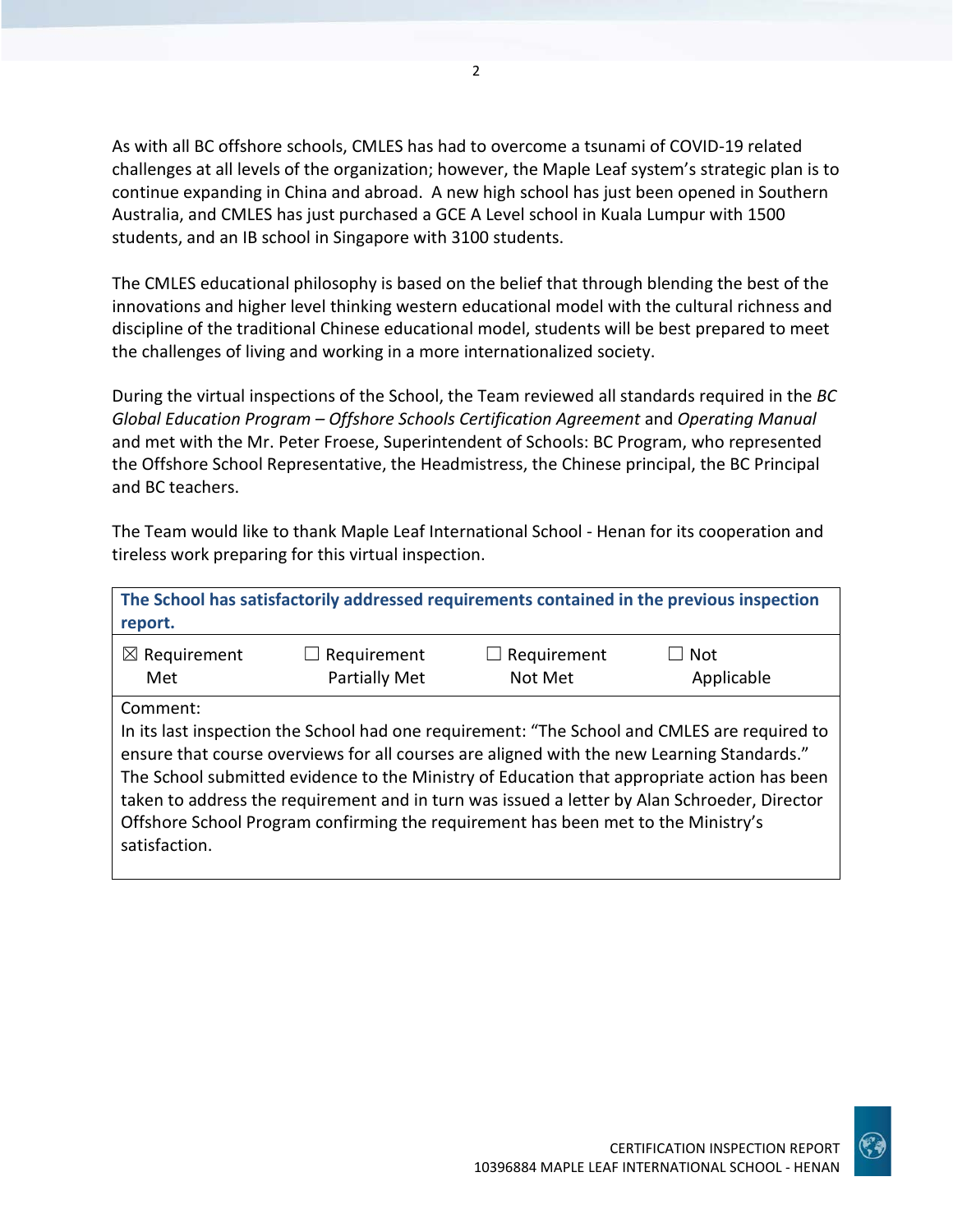As with all BC offshore schools, CMLES has had to overcome a tsunami of COVID-19 related challenges at all levels of the organization; however, the Maple Leaf system's strategic plan is to continue expanding in China and abroad. A new high school has just been opened in Southern Australia, and CMLES has just purchased a GCE A Level school in Kuala Lumpur with 1500 students, and an IB school in Singapore with 3100 students.

The CMLES educational philosophy is based on the belief that through blending the best of the innovations and higher level thinking western educational model with the cultural richness and discipline of the traditional Chinese educational model, students will be best prepared to meet the challenges of living and working in a more internationalized society.

During the virtual inspections of the School, the Team reviewed all standards required in the *BC Global Education Program – Offshore Schools Certification Agreement* and *Operating Manual* and met with the Mr. Peter Froese, Superintendent of Schools: BC Program, who represented the Offshore School Representative, the Headmistress, the Chinese principal, the BC Principal and BC teachers.

The Team would like to thank Maple Leaf International School - Henan for its cooperation and tireless work preparing for this virtual inspection.

| **The School has satisfactorily addressed requirements contained in the previous inspection report.** | | | |
|---|---|---|---|
| ☒ Requirement Met | ☐ Requirement Partially Met | ☐ Requirement Not Met | ☐ Not Applicable |
| Comment: In its last inspection the School had one requirement: "The School and CMLES are required to ensure that course overviews for all courses are aligned with the new Learning Standards." The School submitted evidence to the Ministry of Education that appropriate action has been taken to address the requirement and in turn was issued a letter by Alan Schroeder, Director Offshore School Program confirming the requirement has been met to the Ministry's satisfaction. | | | |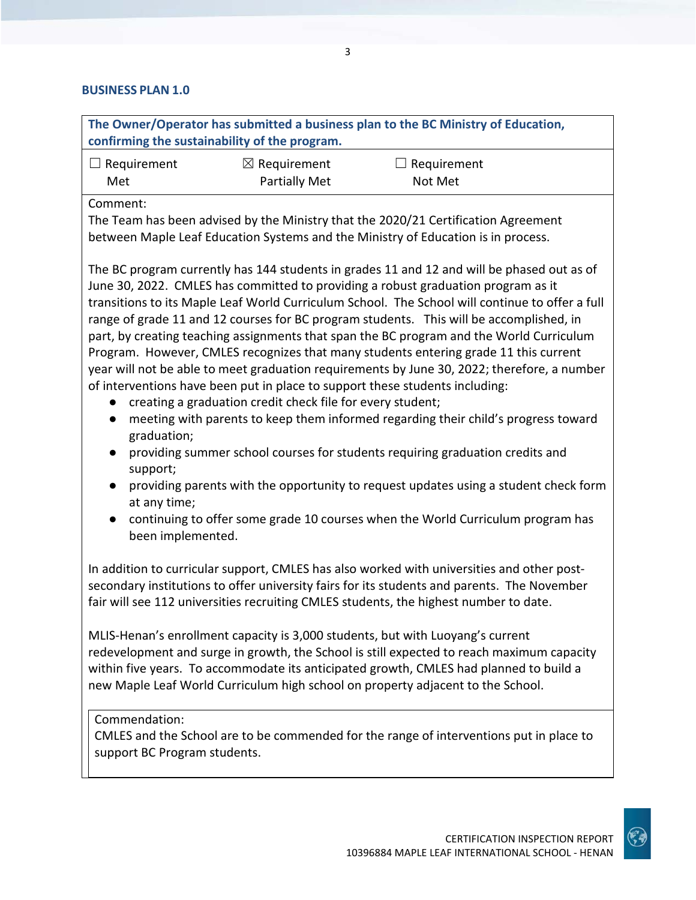## BUSINESS PLAN 1.0

**The Owner/Operator has submitted a business plan to the BC Ministry of Education, confirming the sustainability of the program.**

| ☐ Requirement Met | ☒ Requirement Partially Met | ☐ Requirement Not Met |
|---|---|---|

Comment:

The Team has been advised by the Ministry that the 2020/21 Certification Agreement between Maple Leaf Education Systems and the Ministry of Education is in process.

The BC program currently has 144 students in grades 11 and 12 and will be phased out as of June 30, 2022. CMLES has committed to providing a robust graduation program as it transitions to its Maple Leaf World Curriculum School. The School will continue to offer a full range of grade 11 and 12 courses for BC program students. This will be accomplished, in part, by creating teaching assignments that span the BC program and the World Curriculum Program. However, CMLES recognizes that many students entering grade 11 this current year will not be able to meet graduation requirements by June 30, 2022; therefore, a number of interventions have been put in place to support these students including:

- creating a graduation credit check file for every student;
- meeting with parents to keep them informed regarding their child's progress toward graduation;
- providing summer school courses for students requiring graduation credits and support;
- providing parents with the opportunity to request updates using a student check form at any time;
- continuing to offer some grade 10 courses when the World Curriculum program has been implemented.

In addition to curricular support, CMLES has also worked with universities and other post-secondary institutions to offer university fairs for its students and parents. The November fair will see 112 universities recruiting CMLES students, the highest number to date.

MLIS-Henan's enrollment capacity is 3,000 students, but with Luoyang's current redevelopment and surge in growth, the School is still expected to reach maximum capacity within five years. To accommodate its anticipated growth, CMLES had planned to build a new Maple Leaf World Curriculum high school on property adjacent to the School.

Commendation:

CMLES and the School are to be commended for the range of interventions put in place to support BC Program students.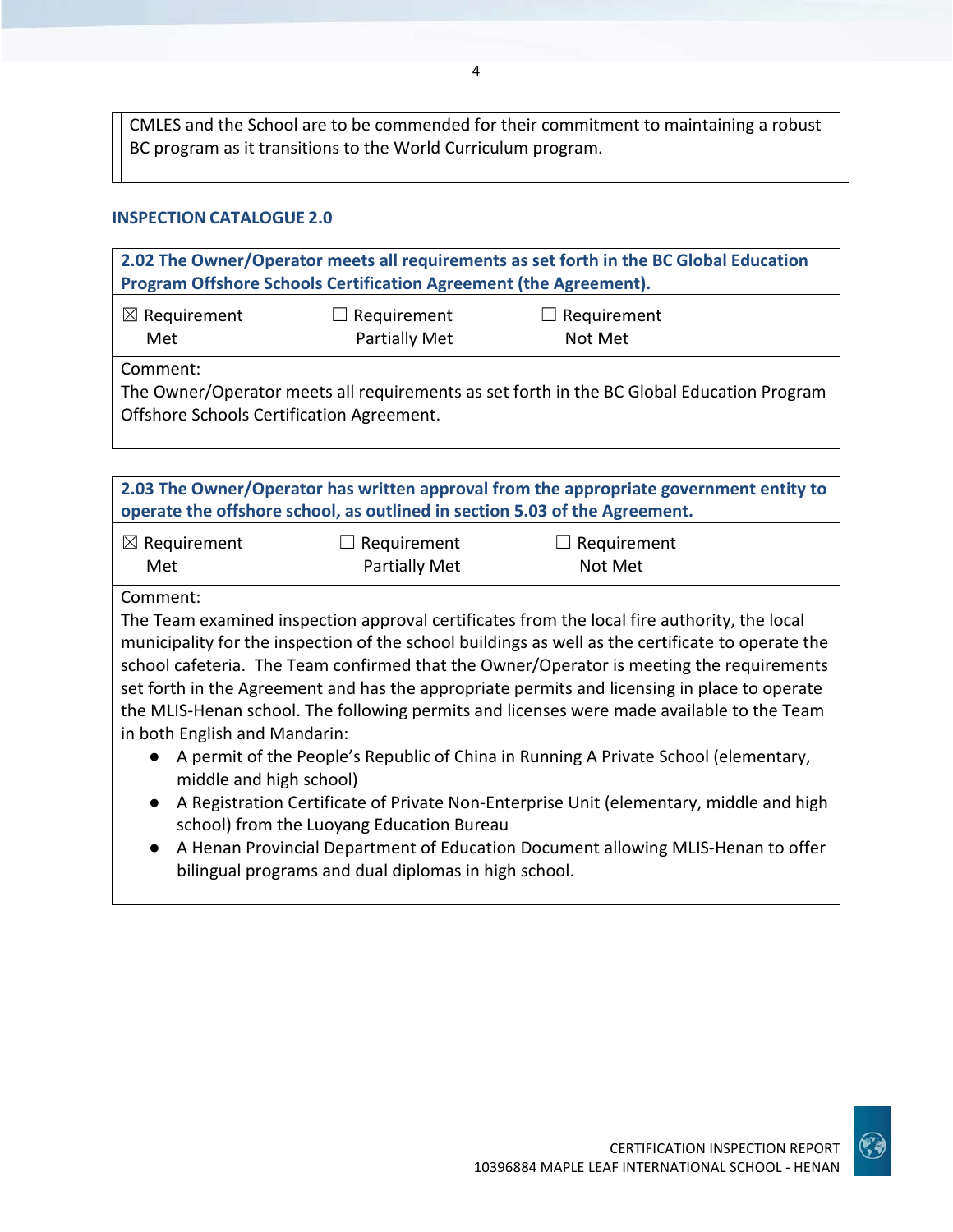CMLES and the School are to be commended for their commitment to maintaining a robust BC program as it transitions to the World Curriculum program.

## INSPECTION CATALOGUE 2.0

| **2.02 The Owner/Operator meets all requirements as set forth in the BC Global Education Program Offshore Schools Certification Agreement (the Agreement).** | | |
|---|---|---|
| ☒ Requirement Met | ☐ Requirement Partially Met | ☐ Requirement Not Met |
| Comment:<br>The Owner/Operator meets all requirements as set forth in the BC Global Education Program Offshore Schools Certification Agreement. | | |

| **2.03 The Owner/Operator has written approval from the appropriate government entity to operate the offshore school, as outlined in section 5.03 of the Agreement.** | | |
|---|---|---|
| ☒ Requirement Met | ☐ Requirement Partially Met | ☐ Requirement Not Met |
| Comment:<br>The Team examined inspection approval certificates from the local fire authority, the local municipality for the inspection of the school buildings as well as the certificate to operate the school cafeteria. The Team confirmed that the Owner/Operator is meeting the requirements set forth in the Agreement and has the appropriate permits and licensing in place to operate the MLIS-Henan school. The following permits and licenses were made available to the Team in both English and Mandarin:<br>● A permit of the People's Republic of China in Running A Private School (elementary, middle and high school)<br>● A Registration Certificate of Private Non-Enterprise Unit (elementary, middle and high school) from the Luoyang Education Bureau<br>● A Henan Provincial Department of Education Document allowing MLIS-Henan to offer bilingual programs and dual diplomas in high school. | | |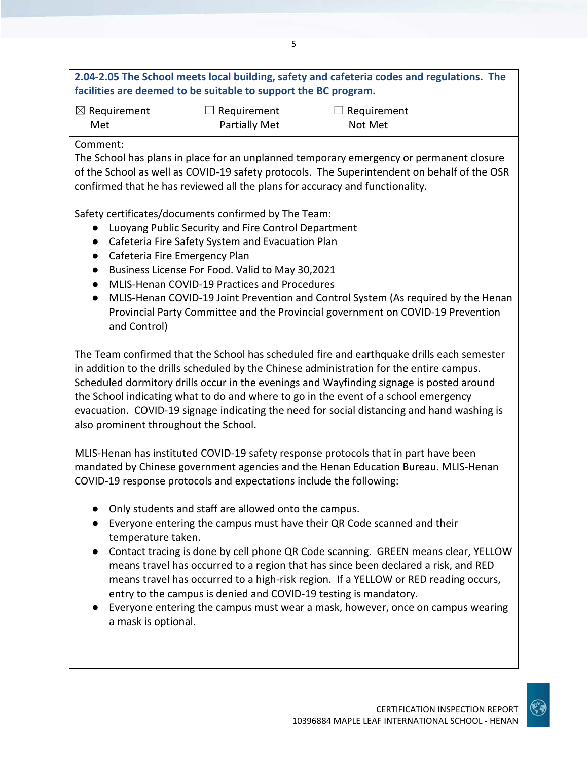**2.04-2.05 The School meets local building, safety and cafeteria codes and regulations. The facilities are deemed to be suitable to support the BC program.**

| ☒ Requirement Met | ☐ Requirement Partially Met | ☐ Requirement Not Met |
|---|---|---|

Comment:

The School has plans in place for an unplanned temporary emergency or permanent closure of the School as well as COVID-19 safety protocols. The Superintendent on behalf of the OSR confirmed that he has reviewed all the plans for accuracy and functionality.

Safety certificates/documents confirmed by The Team:

- Luoyang Public Security and Fire Control Department
- Cafeteria Fire Safety System and Evacuation Plan
- Cafeteria Fire Emergency Plan
- Business License For Food. Valid to May 30,2021
- MLIS-Henan COVID-19 Practices and Procedures
- MLIS-Henan COVID-19 Joint Prevention and Control System (As required by the Henan Provincial Party Committee and the Provincial government on COVID-19 Prevention and Control)

The Team confirmed that the School has scheduled fire and earthquake drills each semester in addition to the drills scheduled by the Chinese administration for the entire campus. Scheduled dormitory drills occur in the evenings and Wayfinding signage is posted around the School indicating what to do and where to go in the event of a school emergency evacuation. COVID-19 signage indicating the need for social distancing and hand washing is also prominent throughout the School.

MLIS-Henan has instituted COVID-19 safety response protocols that in part have been mandated by Chinese government agencies and the Henan Education Bureau. MLIS-Henan COVID-19 response protocols and expectations include the following:

- Only students and staff are allowed onto the campus.
- Everyone entering the campus must have their QR Code scanned and their temperature taken.
- Contact tracing is done by cell phone QR Code scanning. GREEN means clear, YELLOW means travel has occurred to a region that has since been declared a risk, and RED means travel has occurred to a high-risk region. If a YELLOW or RED reading occurs, entry to the campus is denied and COVID-19 testing is mandatory.
- Everyone entering the campus must wear a mask, however, once on campus wearing a mask is optional.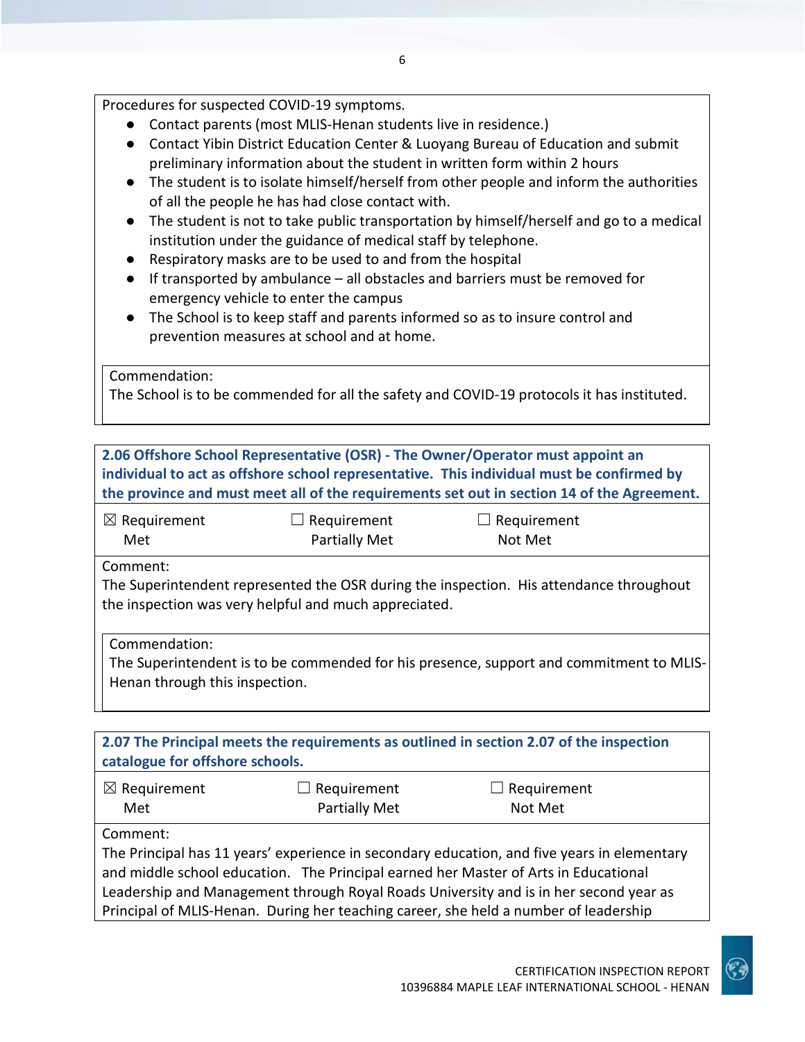Procedures for suspected COVID-19 symptoms.

- Contact parents (most MLIS-Henan students live in residence.)
- Contact Yibin District Education Center & Luoyang Bureau of Education and submit preliminary information about the student in written form within 2 hours
- The student is to isolate himself/herself from other people and inform the authorities of all the people he has had close contact with.
- The student is not to take public transportation by himself/herself and go to a medical institution under the guidance of medical staff by telephone.
- Respiratory masks are to be used to and from the hospital
- If transported by ambulance – all obstacles and barriers must be removed for emergency vehicle to enter the campus
- The School is to keep staff and parents informed so as to insure control and prevention measures at school and at home.

Commendation:
The School is to be commended for all the safety and COVID-19 protocols it has instituted.

**2.06 Offshore School Representative (OSR) - The Owner/Operator must appoint an individual to act as offshore school representative. This individual must be confirmed by the province and must meet all of the requirements set out in section 14 of the Agreement.**

| ☒ Requirement Met | ☐ Requirement Partially Met | ☐ Requirement Not Met |
|---|---|---|

Comment:
The Superintendent represented the OSR during the inspection. His attendance throughout the inspection was very helpful and much appreciated.

Commendation:
The Superintendent is to be commended for his presence, support and commitment to MLIS-Henan through this inspection.

**2.07 The Principal meets the requirements as outlined in section 2.07 of the inspection catalogue for offshore schools.**

| ☒ Requirement Met | ☐ Requirement Partially Met | ☐ Requirement Not Met |
|---|---|---|

Comment:
The Principal has 11 years' experience in secondary education, and five years in elementary and middle school education. The Principal earned her Master of Arts in Educational Leadership and Management through Royal Roads University and is in her second year as Principal of MLIS-Henan. During her teaching career, she held a number of leadership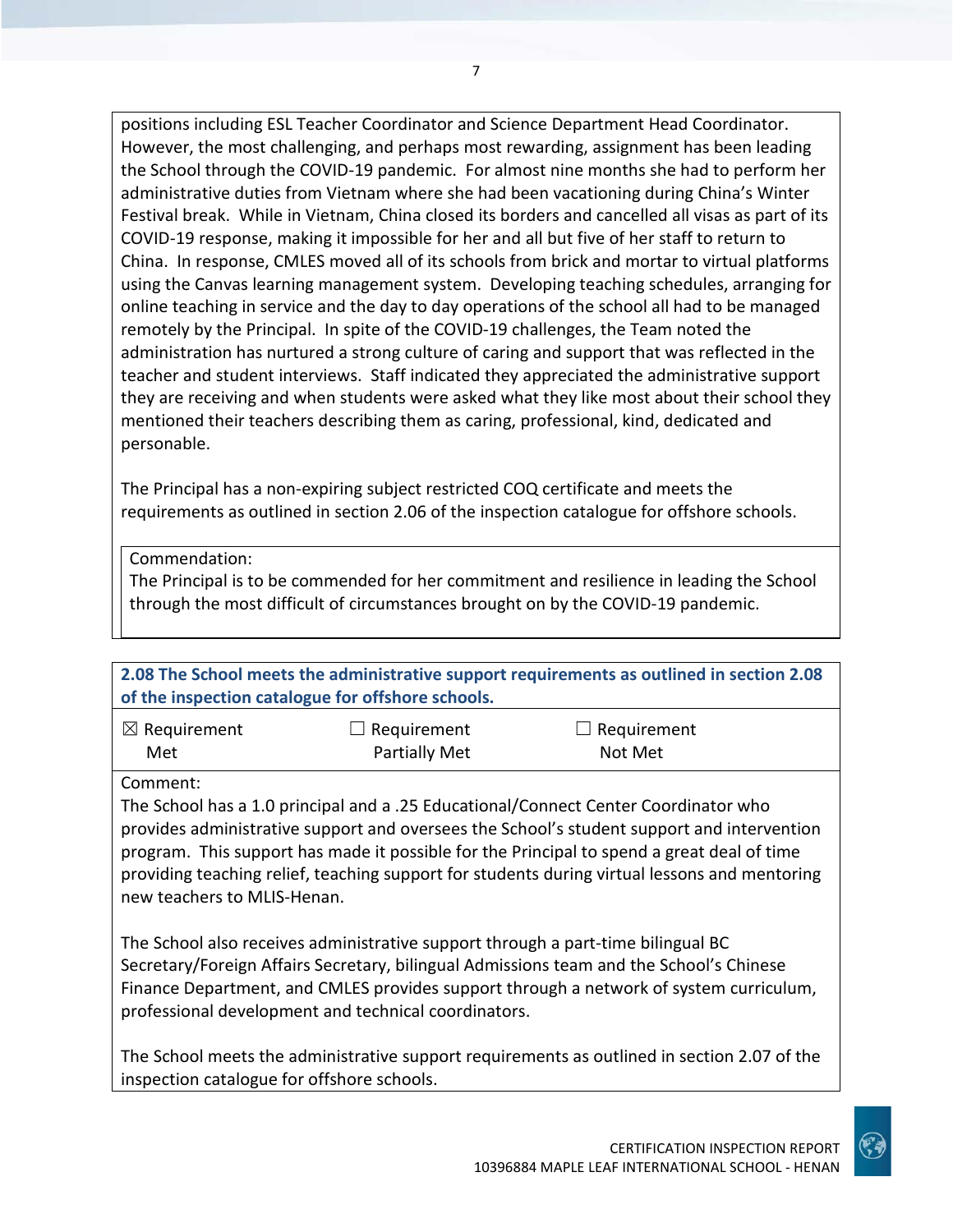positions including ESL Teacher Coordinator and Science Department Head Coordinator. However, the most challenging, and perhaps most rewarding, assignment has been leading the School through the COVID-19 pandemic. For almost nine months she had to perform her administrative duties from Vietnam where she had been vacationing during China's Winter Festival break. While in Vietnam, China closed its borders and cancelled all visas as part of its COVID-19 response, making it impossible for her and all but five of her staff to return to China. In response, CMLES moved all of its schools from brick and mortar to virtual platforms using the Canvas learning management system. Developing teaching schedules, arranging for online teaching in service and the day to day operations of the school all had to be managed remotely by the Principal. In spite of the COVID-19 challenges, the Team noted the administration has nurtured a strong culture of caring and support that was reflected in the teacher and student interviews. Staff indicated they appreciated the administrative support they are receiving and when students were asked what they like most about their school they mentioned their teachers describing them as caring, professional, kind, dedicated and personable.

The Principal has a non-expiring subject restricted COQ certificate and meets the requirements as outlined in section 2.06 of the inspection catalogue for offshore schools.

Commendation:
The Principal is to be commended for her commitment and resilience in leading the School through the most difficult of circumstances brought on by the COVID-19 pandemic.

**2.08 The School meets the administrative support requirements as outlined in section 2.08 of the inspection catalogue for offshore schools.**

| ☒ Requirement Met | ☐ Requirement Partially Met | ☐ Requirement Not Met |
|---|---|---|

Comment:
The School has a 1.0 principal and a .25 Educational/Connect Center Coordinator who provides administrative support and oversees the School's student support and intervention program. This support has made it possible for the Principal to spend a great deal of time providing teaching relief, teaching support for students during virtual lessons and mentoring new teachers to MLIS-Henan.

The School also receives administrative support through a part-time bilingual BC Secretary/Foreign Affairs Secretary, bilingual Admissions team and the School's Chinese Finance Department, and CMLES provides support through a network of system curriculum, professional development and technical coordinators.

The School meets the administrative support requirements as outlined in section 2.07 of the inspection catalogue for offshore schools.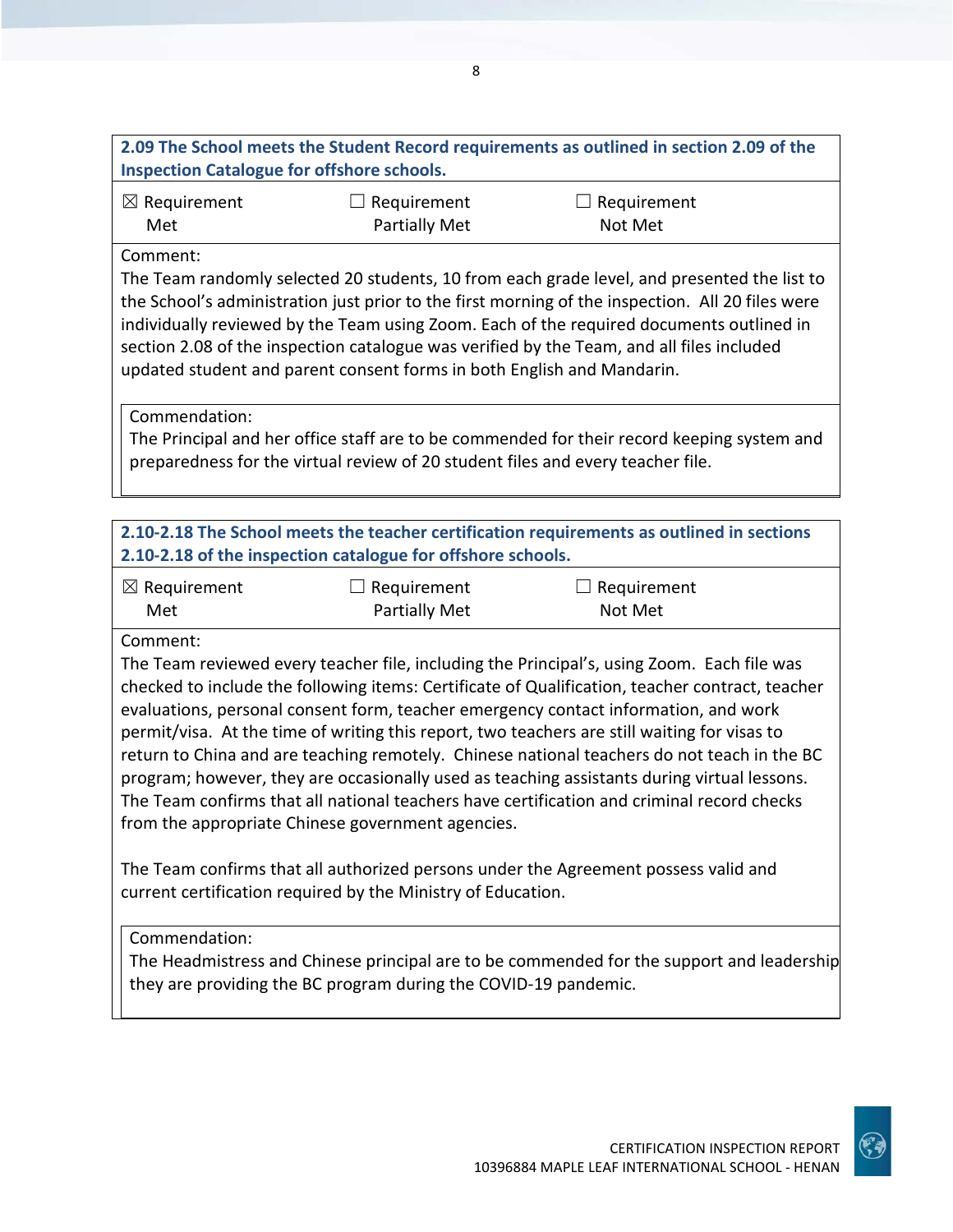**2.09 The School meets the Student Record requirements as outlined in section 2.09 of the Inspection Catalogue for offshore schools.**

| ☒ Requirement Met | ☐ Requirement Partially Met | ☐ Requirement Not Met |
|---|---|---|

Comment:
The Team randomly selected 20 students, 10 from each grade level, and presented the list to the School's administration just prior to the first morning of the inspection. All 20 files were individually reviewed by the Team using Zoom. Each of the required documents outlined in section 2.08 of the inspection catalogue was verified by the Team, and all files included updated student and parent consent forms in both English and Mandarin.

Commendation:
The Principal and her office staff are to be commended for their record keeping system and preparedness for the virtual review of 20 student files and every teacher file.

**2.10-2.18 The School meets the teacher certification requirements as outlined in sections 2.10-2.18 of the inspection catalogue for offshore schools.**

| ☒ Requirement Met | ☐ Requirement Partially Met | ☐ Requirement Not Met |
|---|---|---|

Comment:
The Team reviewed every teacher file, including the Principal's, using Zoom. Each file was checked to include the following items: Certificate of Qualification, teacher contract, teacher evaluations, personal consent form, teacher emergency contact information, and work permit/visa. At the time of writing this report, two teachers are still waiting for visas to return to China and are teaching remotely. Chinese national teachers do not teach in the BC program; however, they are occasionally used as teaching assistants during virtual lessons. The Team confirms that all national teachers have certification and criminal record checks from the appropriate Chinese government agencies.

The Team confirms that all authorized persons under the Agreement possess valid and current certification required by the Ministry of Education.

Commendation:
The Headmistress and Chinese principal are to be commended for the support and leadership they are providing the BC program during the COVID-19 pandemic.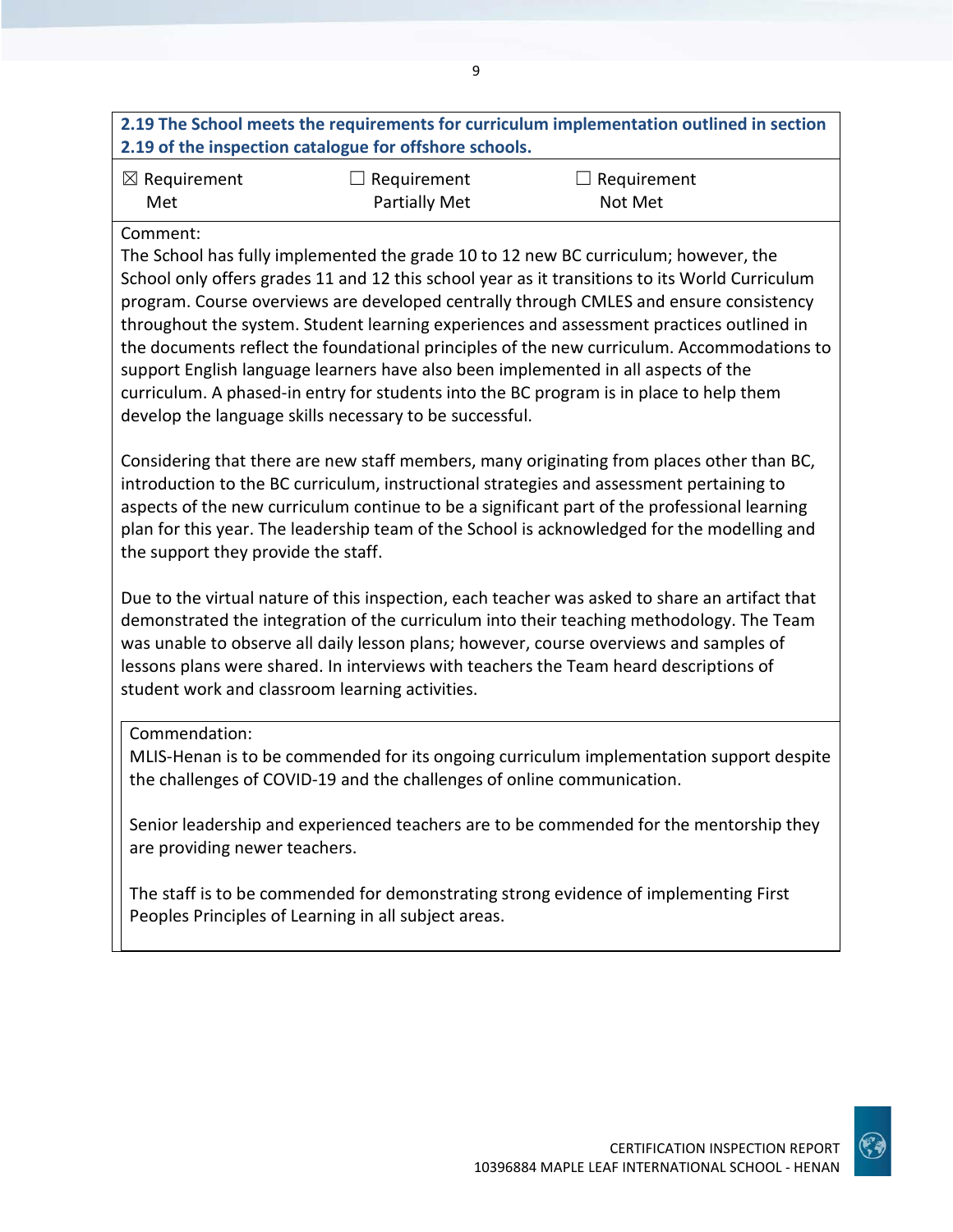**2.19 The School meets the requirements for curriculum implementation outlined in section 2.19 of the inspection catalogue for offshore schools.**

| ☒ Requirement Met | ☐ Requirement Partially Met | ☐ Requirement Not Met |
|---|---|---|

Comment:

The School has fully implemented the grade 10 to 12 new BC curriculum; however, the School only offers grades 11 and 12 this school year as it transitions to its World Curriculum program. Course overviews are developed centrally through CMLES and ensure consistency throughout the system. Student learning experiences and assessment practices outlined in the documents reflect the foundational principles of the new curriculum. Accommodations to support English language learners have also been implemented in all aspects of the curriculum. A phased-in entry for students into the BC program is in place to help them develop the language skills necessary to be successful.

Considering that there are new staff members, many originating from places other than BC, introduction to the BC curriculum, instructional strategies and assessment pertaining to aspects of the new curriculum continue to be a significant part of the professional learning plan for this year. The leadership team of the School is acknowledged for the modelling and the support they provide the staff.

Due to the virtual nature of this inspection, each teacher was asked to share an artifact that demonstrated the integration of the curriculum into their teaching methodology. The Team was unable to observe all daily lesson plans; however, course overviews and samples of lessons plans were shared. In interviews with teachers the Team heard descriptions of student work and classroom learning activities.

Commendation:

MLIS-Henan is to be commended for its ongoing curriculum implementation support despite the challenges of COVID-19 and the challenges of online communication.

Senior leadership and experienced teachers are to be commended for the mentorship they are providing newer teachers.

The staff is to be commended for demonstrating strong evidence of implementing First Peoples Principles of Learning in all subject areas.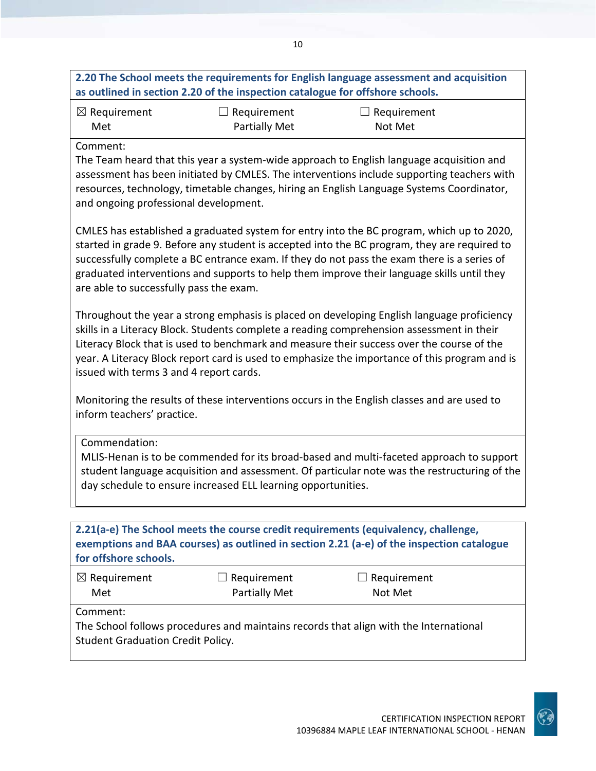**2.20 The School meets the requirements for English language assessment and acquisition as outlined in section 2.20 of the inspection catalogue for offshore schools.**

| ☒ Requirement Met | ☐ Requirement Partially Met | ☐ Requirement Not Met |
|---|---|---|

Comment:

The Team heard that this year a system-wide approach to English language acquisition and assessment has been initiated by CMLES. The interventions include supporting teachers with resources, technology, timetable changes, hiring an English Language Systems Coordinator, and ongoing professional development.

CMLES has established a graduated system for entry into the BC program, which up to 2020, started in grade 9. Before any student is accepted into the BC program, they are required to successfully complete a BC entrance exam. If they do not pass the exam there is a series of graduated interventions and supports to help them improve their language skills until they are able to successfully pass the exam.

Throughout the year a strong emphasis is placed on developing English language proficiency skills in a Literacy Block. Students complete a reading comprehension assessment in their Literacy Block that is used to benchmark and measure their success over the course of the year. A Literacy Block report card is used to emphasize the importance of this program and is issued with terms 3 and 4 report cards.

Monitoring the results of these interventions occurs in the English classes and are used to inform teachers' practice.

Commendation:

MLIS-Henan is to be commended for its broad-based and multi-faceted approach to support student language acquisition and assessment. Of particular note was the restructuring of the day schedule to ensure increased ELL learning opportunities.

**2.21(a-e) The School meets the course credit requirements (equivalency, challenge, exemptions and BAA courses) as outlined in section 2.21 (a-e) of the inspection catalogue for offshore schools.**

| ☒ Requirement Met | ☐ Requirement Partially Met | ☐ Requirement Not Met |
|---|---|---|

Comment:

The School follows procedures and maintains records that align with the International Student Graduation Credit Policy.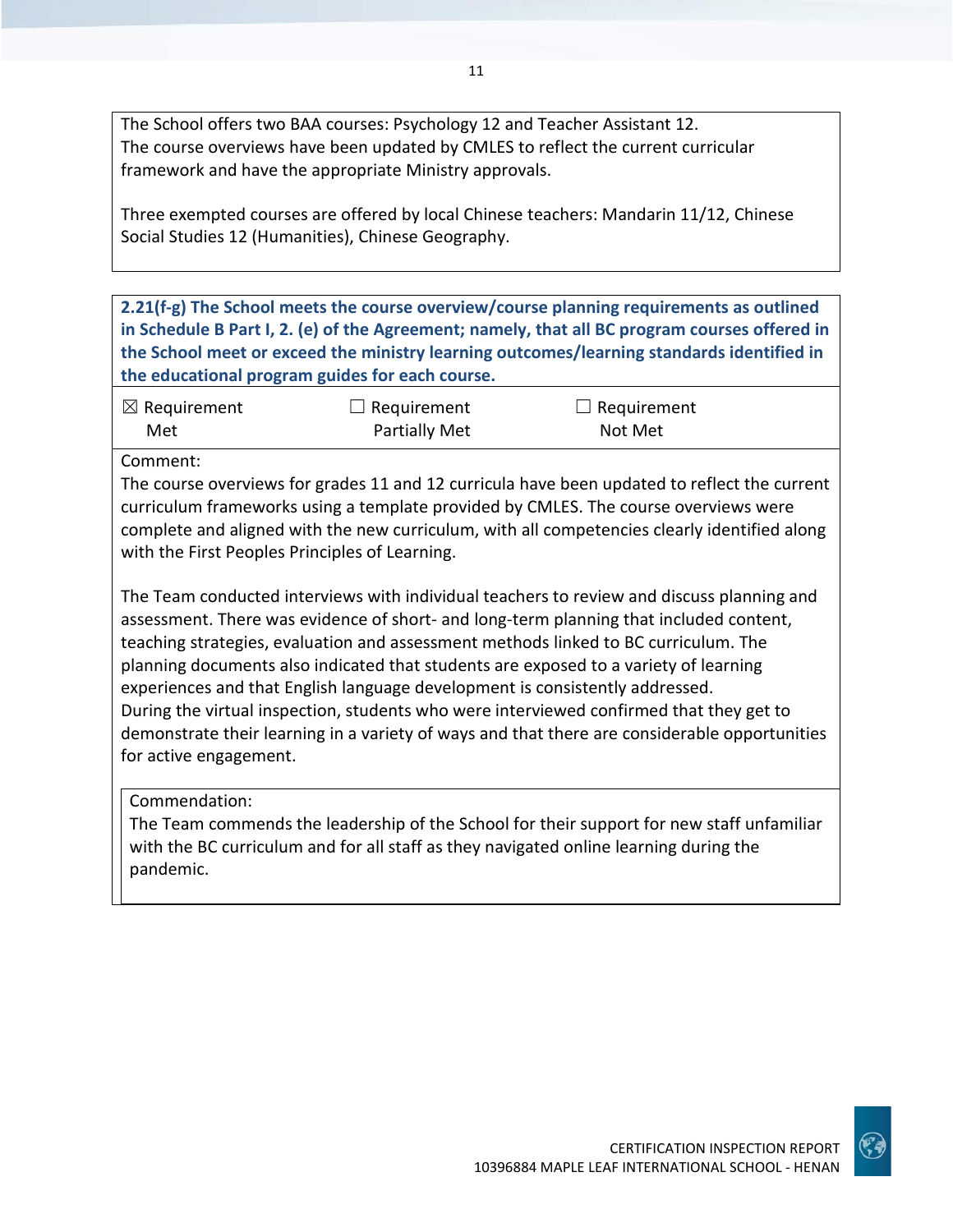The School offers two BAA courses: Psychology 12 and Teacher Assistant 12.
The course overviews have been updated by CMLES to reflect the current curricular framework and have the appropriate Ministry approvals.

Three exempted courses are offered by local Chinese teachers: Mandarin 11/12, Chinese Social Studies 12 (Humanities), Chinese Geography.

**2.21(f-g) The School meets the course overview/course planning requirements as outlined in Schedule B Part I, 2. (e) of the Agreement; namely, that all BC program courses offered in the School meet or exceed the ministry learning outcomes/learning standards identified in the educational program guides for each course.**

| ☒ Requirement Met | ☐ Requirement Partially Met | ☐ Requirement Not Met |
|---|---|---|

Comment:
The course overviews for grades 11 and 12 curricula have been updated to reflect the current curriculum frameworks using a template provided by CMLES. The course overviews were complete and aligned with the new curriculum, with all competencies clearly identified along with the First Peoples Principles of Learning.

The Team conducted interviews with individual teachers to review and discuss planning and assessment. There was evidence of short- and long-term planning that included content, teaching strategies, evaluation and assessment methods linked to BC curriculum. The planning documents also indicated that students are exposed to a variety of learning experiences and that English language development is consistently addressed.
During the virtual inspection, students who were interviewed confirmed that they get to demonstrate their learning in a variety of ways and that there are considerable opportunities for active engagement.

Commendation:
The Team commends the leadership of the School for their support for new staff unfamiliar with the BC curriculum and for all staff as they navigated online learning during the pandemic.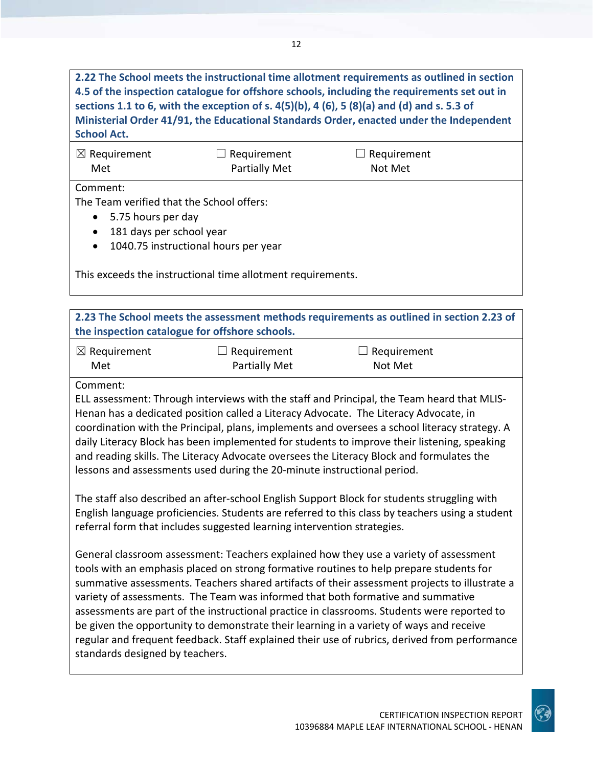**2.22 The School meets the instructional time allotment requirements as outlined in section 4.5 of the inspection catalogue for offshore schools, including the requirements set out in sections 1.1 to 6, with the exception of s. 4(5)(b), 4 (6), 5 (8)(a) and (d) and s. 5.3 of Ministerial Order 41/91, the Educational Standards Order, enacted under the Independent School Act.**

| ☒ Requirement Met | ☐ Requirement Partially Met | ☐ Requirement Not Met |
|---|---|---|

Comment:

The Team verified that the School offers:

- 5.75 hours per day
- 181 days per school year
- 1040.75 instructional hours per year

This exceeds the instructional time allotment requirements.

**2.23 The School meets the assessment methods requirements as outlined in section 2.23 of the inspection catalogue for offshore schools.**

| ☒ Requirement Met | ☐ Requirement Partially Met | ☐ Requirement Not Met |
|---|---|---|

Comment:

ELL assessment: Through interviews with the staff and Principal, the Team heard that MLIS-Henan has a dedicated position called a Literacy Advocate. The Literacy Advocate, in coordination with the Principal, plans, implements and oversees a school literacy strategy. A daily Literacy Block has been implemented for students to improve their listening, speaking and reading skills. The Literacy Advocate oversees the Literacy Block and formulates the lessons and assessments used during the 20-minute instructional period.

The staff also described an after-school English Support Block for students struggling with English language proficiencies. Students are referred to this class by teachers using a student referral form that includes suggested learning intervention strategies.

General classroom assessment: Teachers explained how they use a variety of assessment tools with an emphasis placed on strong formative routines to help prepare students for summative assessments. Teachers shared artifacts of their assessment projects to illustrate a variety of assessments. The Team was informed that both formative and summative assessments are part of the instructional practice in classrooms. Students were reported to be given the opportunity to demonstrate their learning in a variety of ways and receive regular and frequent feedback. Staff explained their use of rubrics, derived from performance standards designed by teachers.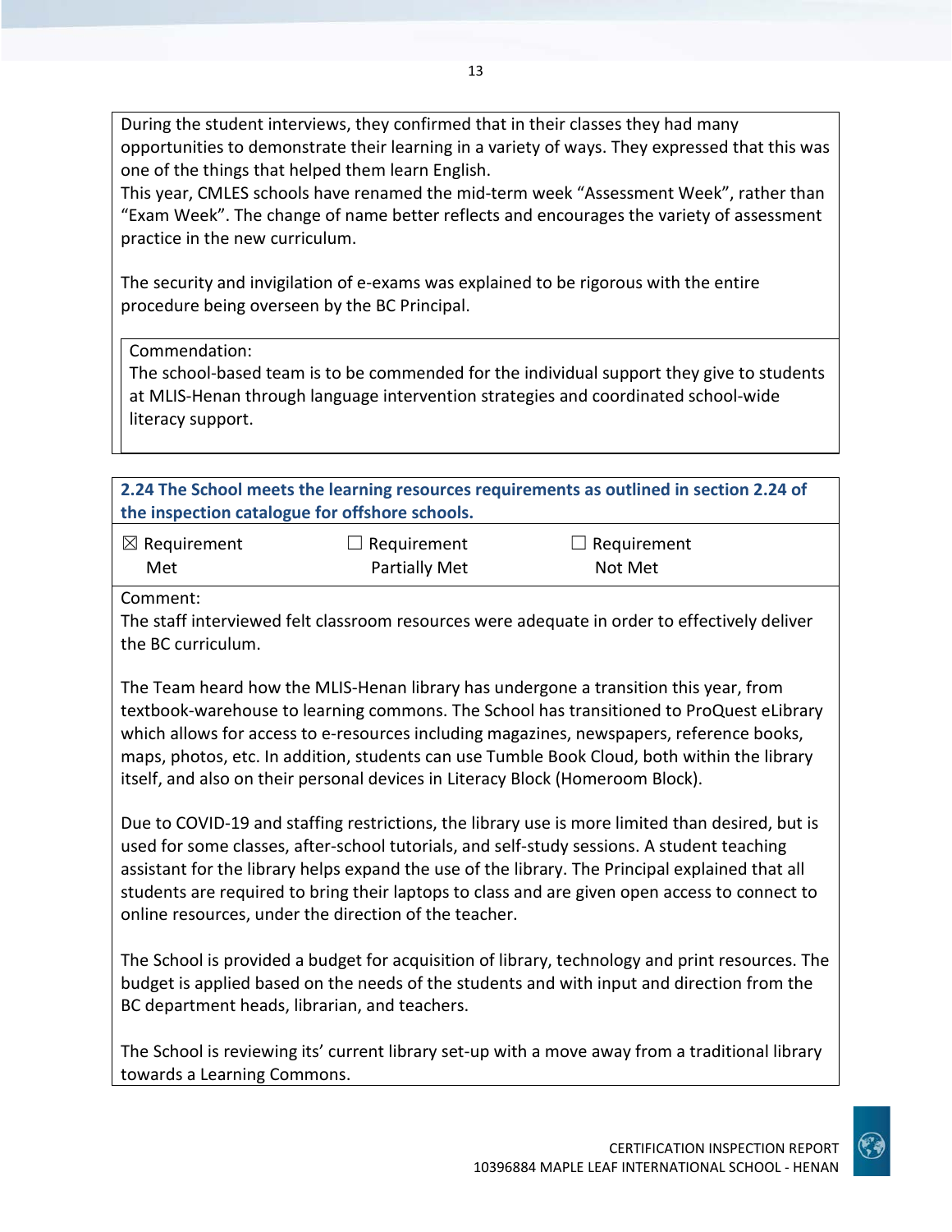During the student interviews, they confirmed that in their classes they had many opportunities to demonstrate their learning in a variety of ways. They expressed that this was one of the things that helped them learn English.

This year, CMLES schools have renamed the mid-term week "Assessment Week", rather than "Exam Week". The change of name better reflects and encourages the variety of assessment practice in the new curriculum.

The security and invigilation of e-exams was explained to be rigorous with the entire procedure being overseen by the BC Principal.

Commendation:

The school-based team is to be commended for the individual support they give to students at MLIS-Henan through language intervention strategies and coordinated school-wide literacy support.

**2.24 The School meets the learning resources requirements as outlined in section 2.24 of the inspection catalogue for offshore schools.**

| ☒ Requirement Met | ☐ Requirement Partially Met | ☐ Requirement Not Met |
|---|---|---|

Comment:

The staff interviewed felt classroom resources were adequate in order to effectively deliver the BC curriculum.

The Team heard how the MLIS-Henan library has undergone a transition this year, from textbook-warehouse to learning commons. The School has transitioned to ProQuest eLibrary which allows for access to e-resources including magazines, newspapers, reference books, maps, photos, etc. In addition, students can use Tumble Book Cloud, both within the library itself, and also on their personal devices in Literacy Block (Homeroom Block).

Due to COVID-19 and staffing restrictions, the library use is more limited than desired, but is used for some classes, after-school tutorials, and self-study sessions. A student teaching assistant for the library helps expand the use of the library. The Principal explained that all students are required to bring their laptops to class and are given open access to connect to online resources, under the direction of the teacher.

The School is provided a budget for acquisition of library, technology and print resources. The budget is applied based on the needs of the students and with input and direction from the BC department heads, librarian, and teachers.

The School is reviewing its' current library set-up with a move away from a traditional library towards a Learning Commons.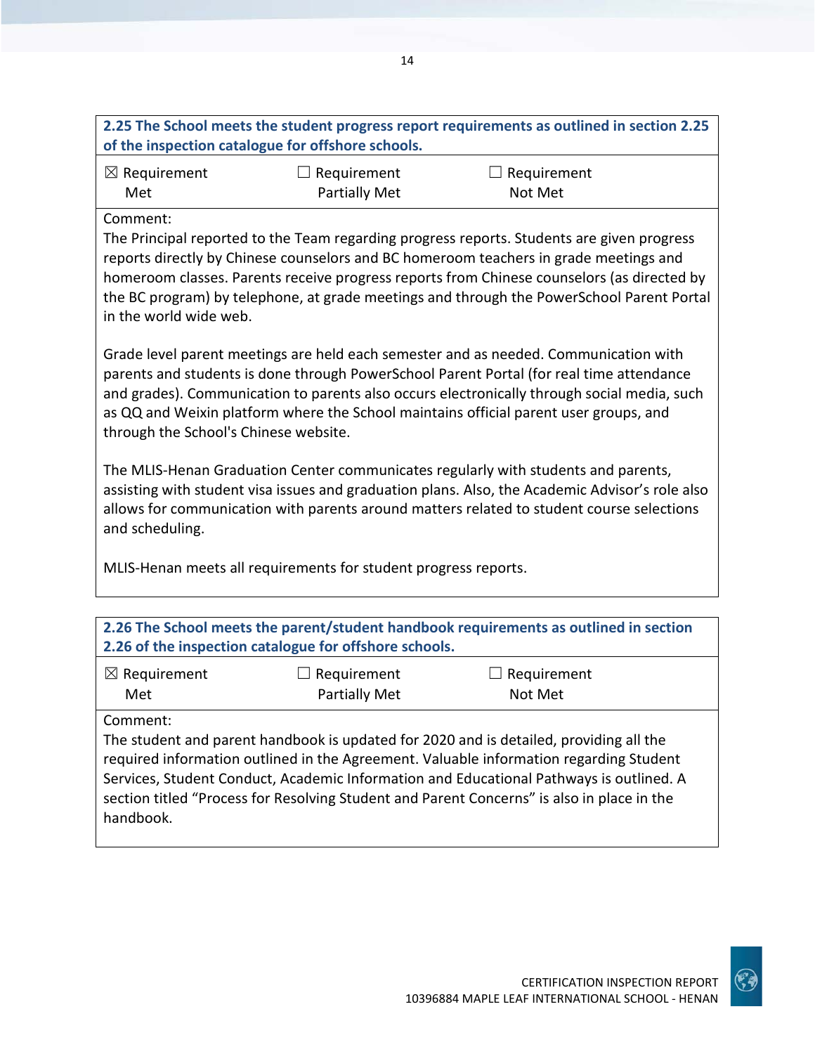| **2.25 The School meets the student progress report requirements as outlined in section 2.25 of the inspection catalogue for offshore schools.** | | |
|---|---|---|
| ☒ Requirement Met | ☐ Requirement Partially Met | ☐ Requirement Not Met |

Comment:

The Principal reported to the Team regarding progress reports. Students are given progress reports directly by Chinese counselors and BC homeroom teachers in grade meetings and homeroom classes. Parents receive progress reports from Chinese counselors (as directed by the BC program) by telephone, at grade meetings and through the PowerSchool Parent Portal in the world wide web.

Grade level parent meetings are held each semester and as needed. Communication with parents and students is done through PowerSchool Parent Portal (for real time attendance and grades). Communication to parents also occurs electronically through social media, such as QQ and Weixin platform where the School maintains official parent user groups, and through the School's Chinese website.

The MLIS-Henan Graduation Center communicates regularly with students and parents, assisting with student visa issues and graduation plans. Also, the Academic Advisor's role also allows for communication with parents around matters related to student course selections and scheduling.

MLIS-Henan meets all requirements for student progress reports.

| **2.26 The School meets the parent/student handbook requirements as outlined in section 2.26 of the inspection catalogue for offshore schools.** | | |
|---|---|---|
| ☒ Requirement Met | ☐ Requirement Partially Met | ☐ Requirement Not Met |

Comment:

The student and parent handbook is updated for 2020 and is detailed, providing all the required information outlined in the Agreement. Valuable information regarding Student Services, Student Conduct, Academic Information and Educational Pathways is outlined. A section titled "Process for Resolving Student and Parent Concerns" is also in place in the handbook.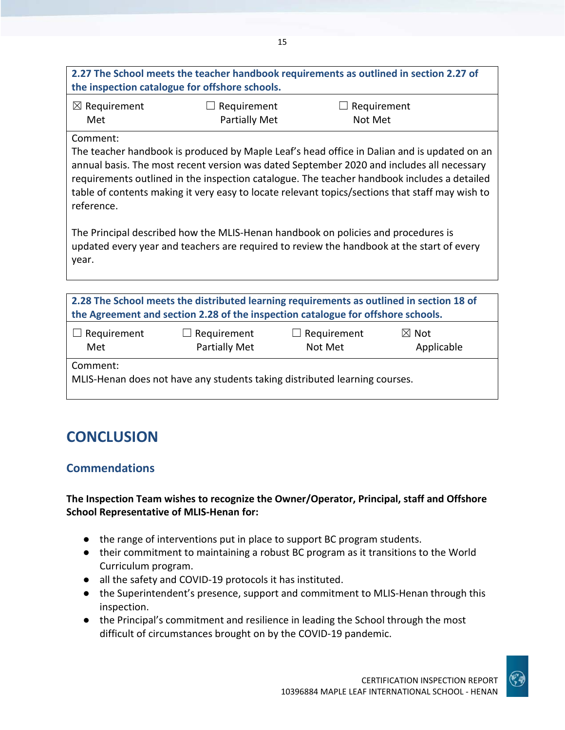| 2.27 The School meets the teacher handbook requirements as outlined in section 2.27 of the inspection catalogue for offshore schools. | | |
|---|---|---|
| ☒ Requirement Met | ☐ Requirement Partially Met | ☐ Requirement Not Met |
| Comment:<br>The teacher handbook is produced by Maple Leaf's head office in Dalian and is updated on an annual basis. The most recent version was dated September 2020 and includes all necessary requirements outlined in the inspection catalogue. The teacher handbook includes a detailed table of contents making it very easy to locate relevant topics/sections that staff may wish to reference.<br><br>The Principal described how the MLIS-Henan handbook on policies and procedures is updated every year and teachers are required to review the handbook at the start of every year. | | |

| 2.28 The School meets the distributed learning requirements as outlined in section 18 of the Agreement and section 2.28 of the inspection catalogue for offshore schools. | | | |
|---|---|---|---|
| ☐ Requirement Met | ☐ Requirement Partially Met | ☐ Requirement Not Met | ☒ Not Applicable |
| Comment:<br>MLIS-Henan does not have any students taking distributed learning courses. | | | |

# CONCLUSION

## Commendations

**The Inspection Team wishes to recognize the Owner/Operator, Principal, staff and Offshore School Representative of MLIS-Henan for:**

- the range of interventions put in place to support BC program students.
- their commitment to maintaining a robust BC program as it transitions to the World Curriculum program.
- all the safety and COVID-19 protocols it has instituted.
- the Superintendent's presence, support and commitment to MLIS-Henan through this inspection.
- the Principal's commitment and resilience in leading the School through the most difficult of circumstances brought on by the COVID-19 pandemic.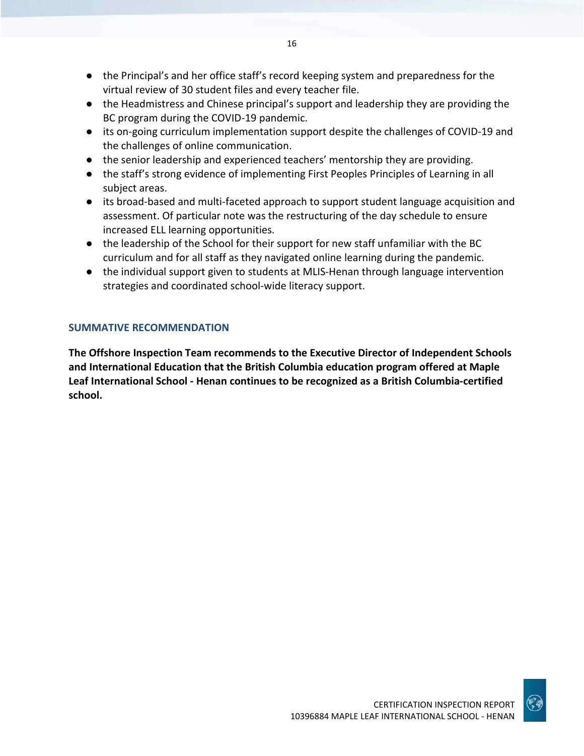- the Principal's and her office staff's record keeping system and preparedness for the virtual review of 30 student files and every teacher file.
- the Headmistress and Chinese principal's support and leadership they are providing the BC program during the COVID-19 pandemic.
- its on-going curriculum implementation support despite the challenges of COVID-19 and the challenges of online communication.
- the senior leadership and experienced teachers' mentorship they are providing.
- the staff's strong evidence of implementing First Peoples Principles of Learning in all subject areas.
- its broad-based and multi-faceted approach to support student language acquisition and assessment. Of particular note was the restructuring of the day schedule to ensure increased ELL learning opportunities.
- the leadership of the School for their support for new staff unfamiliar with the BC curriculum and for all staff as they navigated online learning during the pandemic.
- the individual support given to students at MLIS-Henan through language intervention strategies and coordinated school-wide literacy support.

## SUMMATIVE RECOMMENDATION

**The Offshore Inspection Team recommends to the Executive Director of Independent Schools and International Education that the British Columbia education program offered at Maple Leaf International School - Henan continues to be recognized as a British Columbia-certified school.**